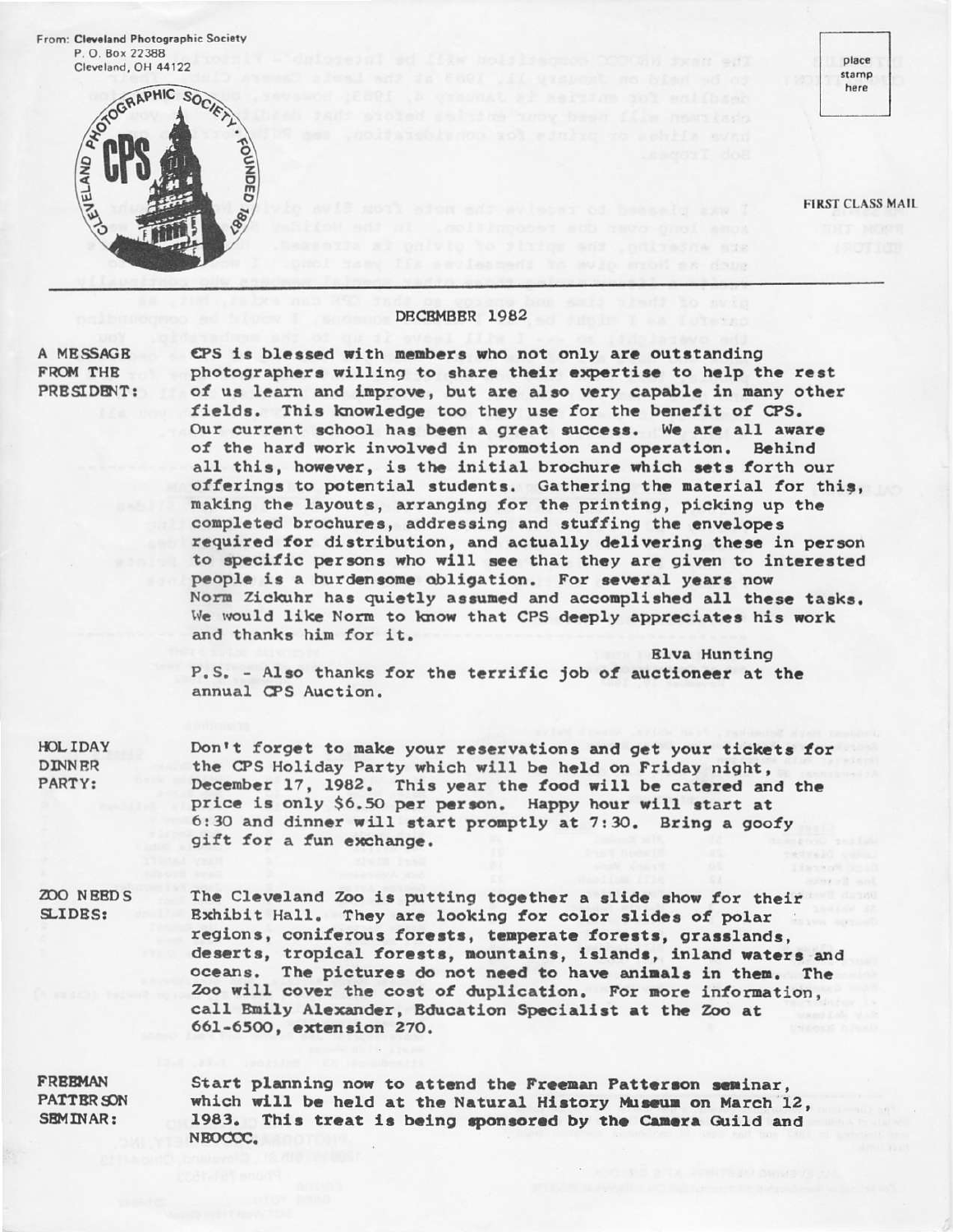From: **Cleveland Photographic Society**
P. O. Box 22388
Cleveland, OH 44122

place stamp here

**FIRST CLASS MAIL**

DECEMBER 1982

**A MESSAGE FROM THE PRESIDENT:**

CPS is blessed with members who not only are outstanding photographers willing to share their expertise to help the rest of us learn and improve, but are also very capable in many other fields. This knowledge too they use for the benefit of CPS. Our current school has been a great success. We are all aware of the hard work involved in promotion and operation. Behind all this, however, is the initial brochure which sets forth our offerings to potential students. Gathering the material for this, making the layouts, arranging for the printing, picking up the completed brochures, addressing and stuffing the envelopes required for distribution, and actually delivering these in person to specific persons who will see that they are given to interested people is a burdensome obligation. For several years now Norm Zickuhr has quietly assumed and accomplished all these tasks. We would like Norm to know that CPS deeply appreciates his work and thanks him for it.

Elva Hunting

P.S. - Also thanks for the terrific job of auctioneer at the annual CPS Auction.

**HOLIDAY DINNER PARTY:**

Don't forget to make your reservations and get your tickets for the CPS Holiday Party which will be held on Friday night, December 17, 1982. This year the food will be catered and the price is only $6.50 per person. Happy hour will start at 6:30 and dinner will start promptly at 7:30. Bring a goofy gift for a fun exchange.

**ZOO NEEDS SLIDES:**

The Cleveland Zoo is putting together a slide show for their Exhibit Hall. They are looking for color slides of polar regions, coniferous forests, temperate forests, grasslands, deserts, tropical forests, mountains, islands, inland waters and oceans. The pictures do not need to have animals in them. The Zoo will cover the cost of duplication. For more information, call Emily Alexander, Education Specialist at the Zoo at 661-6500, extension 270.

**FREEMAN PATTERSON SEMINAR:**

Start planning now to attend the Freeman Patterson seminar, which will be held at the Natural History Museum on March 12, 1983. This treat is being sponsored by the Camera Guild and NEOCCC.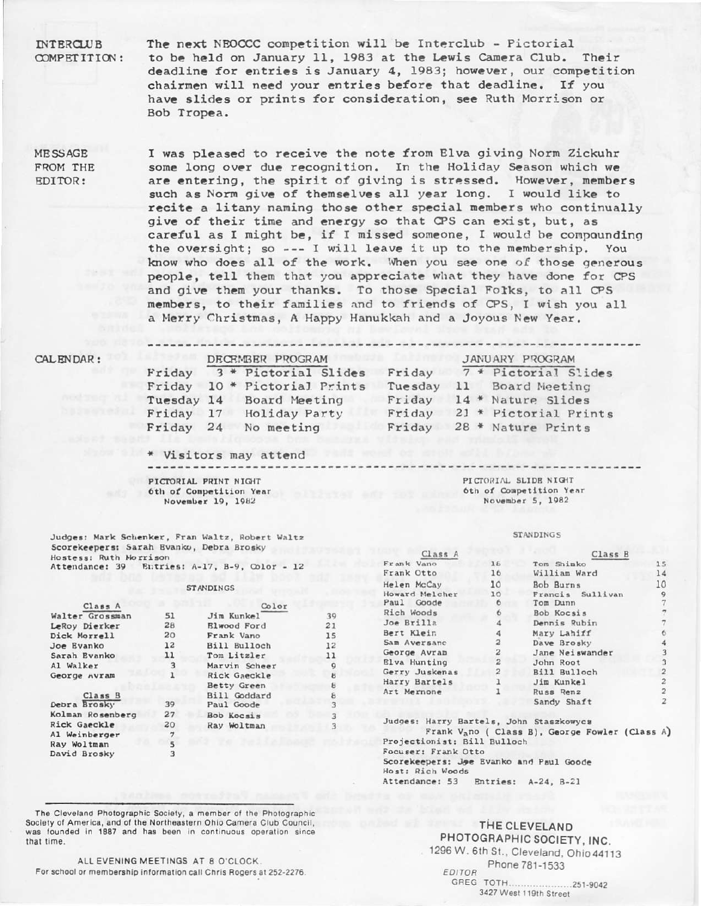**INTERCLUB COMPETITION:** The next NEOCCC competition will be Interclub - Pictorial to be held on January 11, 1983 at the Lewis Camera Club. Their deadline for entries is January 4, 1983; however, our competition chairmen will need your entries before that deadline. If you have slides or prints for consideration, see Ruth Morrison or Bob Tropea.

**MESSAGE FROM THE EDITOR:** I was pleased to receive the note from Elva giving Norm Zickuhr some long over due recognition. In the Holiday Season which we are entering, the spirit of giving is stressed. However, members such as Norm give of themselves all year long. I would like to recite a litany naming those other special members who continually give of their time and energy so that CPS can exist, but, as careful as I might be, if I missed someone, I would be compounding the oversight; so --- I will leave it up to the membership. You know who does all of the work. When you see one of those generous people, tell them that you appreciate what they have done for CPS and give them your thanks. To those Special Folks, to all CPS members, to their families and to friends of CPS, I wish you all a Merry Christmas, A Happy Hanukkah and a Joyous New Year.

---

**CALENDAR:**

| DECEMBER PROGRAM | | JANUARY PROGRAM | |
|---|---|---|---|
| Friday 3 | * Pictorial Slides | Friday 7 | * Pictorial Slides |
| Friday 10 | * Pictorial Prints | Tuesday 11 | Board Meeting |
| Tuesday 14 | Board Meeting | Friday 14 | * Nature Slides |
| Friday 17 | Holiday Party | Friday 21 | * Pictorial Prints |
| Friday 24 | No meeting | Friday 28 | * Nature Prints |

\* Visitors may attend

---

**PICTORIAL PRINT NIGHT**
6th of Competition Year
November 19, 1982

Judges: Mark Schenker, Fran Waltz, Robert Waltz
Scorekeepers: Sarah Evanko, Debra Brosky
Hostess: Ruth Morrison
Attendance: 39 Entries: A-17, B-9, Color - 12

STANDINGS

| Class A | | Color | |
|---|---|---|---|
| Walter Grossman | 51 | Jim Kunkel | 39 |
| LeRoy Dierker | 28 | Elwood Ford | 21 |
| Dick Morrell | 20 | Frank Vano | 15 |
| Joe Evanko | 12 | Bill Bulloch | 12 |
| Sarah Evanko | 11 | Tom Litzler | 11 |
| Al Walker | 3 | Marvin Scheer | 9 |
| George Avram | 1 | Rick Gaeckle | 8 |
| | | Betty Green | 8 |
| | | Bill Goddard | 8 |
| | | Paul Goode | 3 |
| | | Bob Kocsis | 3 |
| | | Ray Woltman | 3 |

| Class B | |
|---|---|
| Debra Brosky | 39 |
| Kolman Rosenberg | 27 |
| Rick Gaeckle | 20 |
| Al Weinberger | 7 |
| Ray Woltman | 5 |
| David Brosky | 3 |

**PICTORIAL SLIDE NIGHT**
6th of Competition Year
November 5, 1982

STANDINGS

| Class A | | Class B | |
|---|---|---|---|
| Frank Vano | 16 | Tom Shimko | 15 |
| Frank Otto | 16 | William Ward | 14 |
| Helen McCay | 10 | Bob Burns | 10 |
| Howard Melcher | 10 | Francis Sullivan | 9 |
| Paul Goode | 6 | Tom Dunn | 7 |
| Rich Woods | 6 | Bob Kocsis | 7 |
| Joe Brilla | 4 | Dennis Rubin | 7 |
| Bert Klein | 4 | Mary Lahiff | 6 |
| Sam Aversano | 2 | Dave Brosky | 4 |
| George Avram | 2 | Jane Neiswander | 3 |
| Elva Hunting | 2 | John Root | 3 |
| Gerry Juskenas | 2 | Bill Bulloch | 2 |
| Harry Bartels | 1 | Jim Kunkel | 2 |
| Art Mermone | 1 | Russ Renz | 2 |
| | | Sandy Shaft | 2 |

Judges: Harry Bartels, John Staszkowycz
Frank Vano ( Class B), George Fowler (Class A)
Projectionist: Bill Bulloch
Focuser: Frank Otto
Scorekeepers: Joe Evanko and Paul Goode
Host: Rich Woods
Attendance: 53 Entries: A-24, B-21

The Cleveland Photographic Society, a member of the Photographic Society of America, and of the Northeastern Ohio Camera Club Council, was founded in 1887 and has been in continuous operation since that time.

ALL EVENING MEETINGS AT 8 O'CLOCK.
For school or membership information call Chris Rogers at 252-2276.

**THE CLEVELAND PHOTOGRAPHIC SOCIETY, INC.**
1296 W. 6th St., Cleveland, Ohio 44113
Phone 781-1533

EDITOR
GREG TOTH....................251-9042
3427 West 119th Street